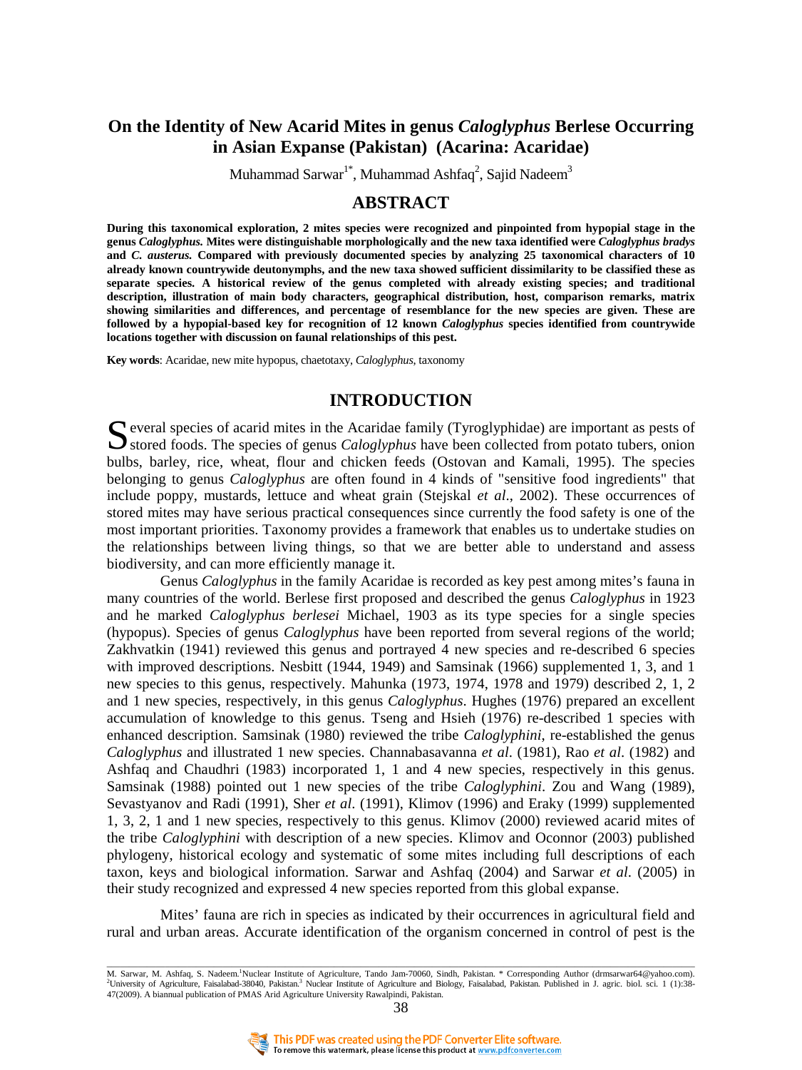# On the Identity of New Acarid Mites in genus *Caloglyphus* Berlese Occurring in Asian Expanse (Pakistan) (Acarina: Acaridae)

Muhammad Sarwar[1*], Muhammad Ashfaq[2], Sajid Nadeem[3]

## ABSTRACT

**During this taxonomical exploration, 2 mites species were recognized and pinpointed from hypopial stage in the genus *Caloglyphus.* Mites were distinguishable morphologically and the new taxa identified were *Caloglyphus bradys* and *C. austerus.* Compared with previously documented species by analyzing 25 taxonomical characters of 10 already known countrywide deutonymphs, and the new taxa showed sufficient dissimilarity to be classified these as separate species. A historical review of the genus completed with already existing species; and traditional description, illustration of main body characters, geographical distribution, host, comparison remarks, matrix showing similarities and differences, and percentage of resemblance for the new species are given. These are followed by a hypopial-based key for recognition of 12 known *Caloglyphus* species identified from countrywide locations together with discussion on faunal relationships of this pest.**

**Key words**: Acaridae, new mite hypopus, chaetotaxy, *Caloglyphus*, taxonomy

## INTRODUCTION

Several species of acarid mites in the Acaridae family (Tyroglyphidae) are important as pests of stored foods. The species of genus *Caloglyphus* have been collected from potato tubers, onion bulbs, barley, rice, wheat, flour and chicken feeds (Ostovan and Kamali, 1995). The species belonging to genus *Caloglyphus* are often found in 4 kinds of "sensitive food ingredients" that include poppy, mustards, lettuce and wheat grain (Stejskal *et al*., 2002). These occurrences of stored mites may have serious practical consequences since currently the food safety is one of the most important priorities. Taxonomy provides a framework that enables us to undertake studies on the relationships between living things, so that we are better able to understand and assess biodiversity, and can more efficiently manage it.

Genus *Caloglyphus* in the family Acaridae is recorded as key pest among mites's fauna in many countries of the world. Berlese first proposed and described the genus *Caloglyphus* in 1923 and he marked *Caloglyphus berlesei* Michael, 1903 as its type species for a single species (hypopus). Species of genus *Caloglyphus* have been reported from several regions of the world; Zakhvatkin (1941) reviewed this genus and portrayed 4 new species and re-described 6 species with improved descriptions. Nesbitt (1944, 1949) and Samsinak (1966) supplemented 1, 3, and 1 new species to this genus, respectively. Mahunka (1973, 1974, 1978 and 1979) described 2, 1, 2 and 1 new species, respectively, in this genus *Caloglyphus*. Hughes (1976) prepared an excellent accumulation of knowledge to this genus. Tseng and Hsieh (1976) re-described 1 species with enhanced description. Samsinak (1980) reviewed the tribe *Caloglyphini*, re-established the genus *Caloglyphus* and illustrated 1 new species. Channabasavanna *et al*. (1981), Rao *et al*. (1982) and Ashfaq and Chaudhri (1983) incorporated 1, 1 and 4 new species, respectively in this genus. Samsinak (1988) pointed out 1 new species of the tribe *Caloglyphini*. Zou and Wang (1989), Sevastyanov and Radi (1991), Sher *et al*. (1991), Klimov (1996) and Eraky (1999) supplemented 1, 3, 2, 1 and 1 new species, respectively to this genus. Klimov (2000) reviewed acarid mites of the tribe *Caloglyphini* with description of a new species. Klimov and Oconnor (2003) published phylogeny, historical ecology and systematic of some mites including full descriptions of each taxon, keys and biological information. Sarwar and Ashfaq (2004) and Sarwar *et al*. (2005) in their study recognized and expressed 4 new species reported from this global expanse.

Mites' fauna are rich in species as indicated by their occurrences in agricultural field and rural and urban areas. Accurate identification of the organism concerned in control of pest is the

M. Sarwar, M. Ashfaq, S. Nadeem.[1]Nuclear Institute of Agriculture, Tando Jam-70060, Sindh, Pakistan. * Corresponding Author (drmsarwar64@yahoo.com). [2]University of Agriculture, Faisalabad-38040, Pakistan.[3] Nuclear Institute of Agriculture and Biology, Faisalabad, Pakistan. Published in J. agric. biol. sci. 1 (1):38-47(2009). A biannual publication of PMAS Arid Agriculture University Rawalpindi, Pakistan.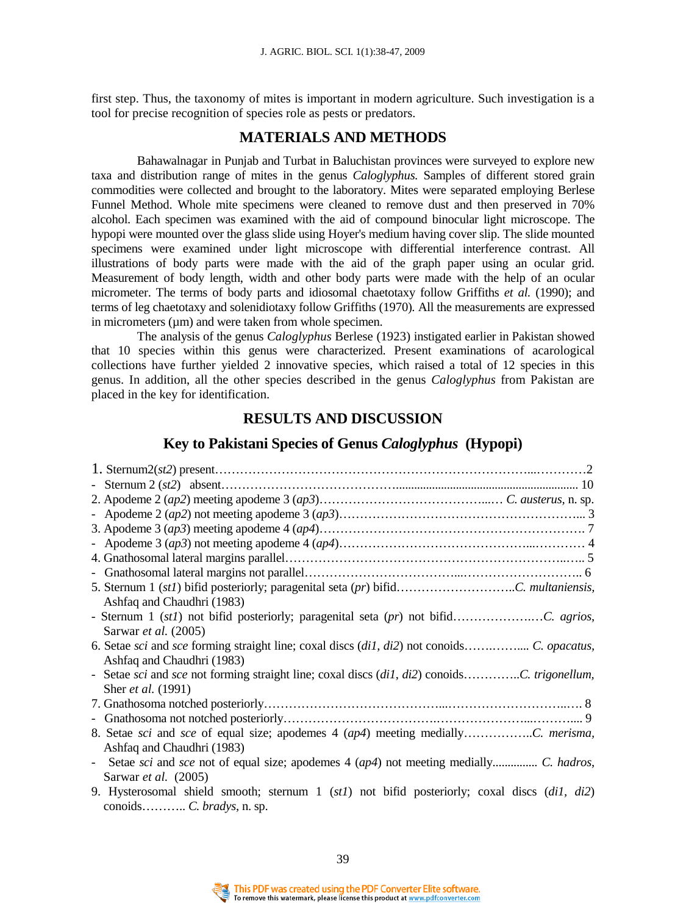first step. Thus, the taxonomy of mites is important in modern agriculture. Such investigation is a tool for precise recognition of species role as pests or predators.

## MATERIALS AND METHODS

Bahawalnagar in Punjab and Turbat in Baluchistan provinces were surveyed to explore new taxa and distribution range of mites in the genus *Caloglyphus.* Samples of different stored grain commodities were collected and brought to the laboratory. Mites were separated employing Berlese Funnel Method. Whole mite specimens were cleaned to remove dust and then preserved in 70% alcohol. Each specimen was examined with the aid of compound binocular light microscope. The hypopi were mounted over the glass slide using Hoyer's medium having cover slip. The slide mounted specimens were examined under light microscope with differential interference contrast. All illustrations of body parts were made with the aid of the graph paper using an ocular grid. Measurement of body length, width and other body parts were made with the help of an ocular micrometer. The terms of body parts and idiosomal chaetotaxy follow Griffiths *et al.* (1990); and terms of leg chaetotaxy and solenidiotaxy follow Griffiths (1970). All the measurements are expressed in micrometers (µm) and were taken from whole specimen.

The analysis of the genus *Caloglyphus* Berlese (1923) instigated earlier in Pakistan showed that 10 species within this genus were characterized. Present examinations of acarological collections have further yielded 2 innovative species, which raised a total of 12 species in this genus. In addition, all the other species described in the genus *Caloglyphus* from Pakistan are placed in the key for identification.

## RESULTS AND DISCUSSION

### Key to Pakistani Species of Genus *Caloglyphus* (Hypopi)

1. Sternum2(*st2*) present……………………………………………………………………...…………2
- Sternum 2 (*st2*) absent……………………………………............................................................ 10

2. Apodeme 2 (*ap2*) meeting apodeme 3 (*ap3*)…………………………………...… *C. austerus*, n. sp.
- Apodeme 2 (*ap2*) not meeting apodeme 3 (*ap3*)…………………………………………………... 3

3. Apodeme 3 (*ap3*) meeting apodeme 4 (*ap4*)………………………………………………………. 7
- Apodeme 3 (*ap3*) not meeting apodeme 4 (*ap4*)…………………………………...………… 4

4. Gnathosomal lateral margins parallel…………………………………………………………...…. 5
- Gnathosomal lateral margins not parallel………………………………...……………………….. 6

5. Sternum 1 (*st1*) bifid posteriorly; paragenital seta (*pr*) bifid………………………..*C. multaniensis*, Ashfaq and Chaudhri (1983)
- Sternum 1 (*st1*) not bifid posteriorly; paragenital seta (*pr*) not bifid……………….…*C. agrios*, Sarwar *et al.* (2005)

6. Setae *sci* and *sce* forming straight line; coxal discs (*di1*, *di2*) not conoids…….……... *C. opacatus*, Ashfaq and Chaudhri (1983)
- Setae *sci* and *sce* not forming straight line; coxal discs (*di1*, *di2*) conoids…………..*C. trigonellum*, Sher *et al.* (1991)

7. Gnathosoma notched posteriorly…………………………………...…………………………..…. 8
- Gnathosoma not notched posteriorly………………………………..…………………...……….... 9

8. Setae *sci* and *sce* of equal size; apodemes 4 (*ap4*) meeting medially……………..*C. merisma*, Ashfaq and Chaudhri (1983)
- Setae *sci* and *sce* not of equal size; apodemes 4 (*ap4*) not meeting medially............... *C. hadros*, Sarwar *et al.* (2005)

9. Hysterosomal shield smooth; sternum 1 (*st1*) not bifid posteriorly; coxal discs (*di1*, *di2*) conoids……….. *C. bradys*, n. sp.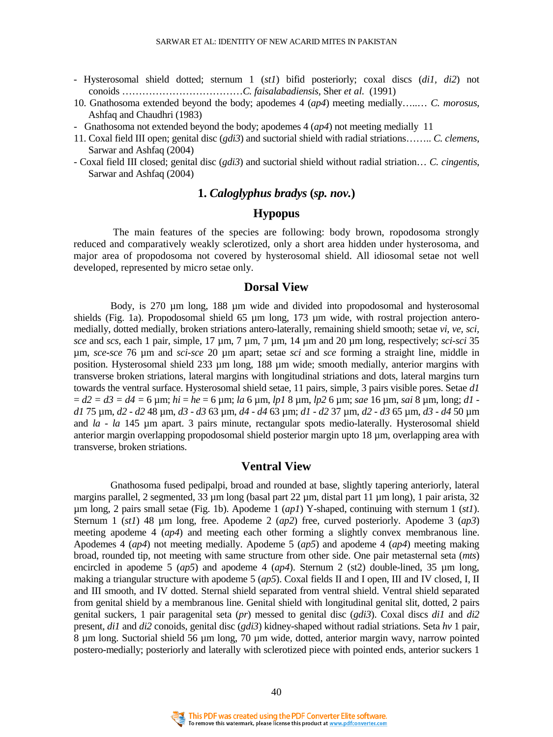- Hysterosomal shield dotted; sternum 1 (*st1*) bifid posteriorly; coxal discs (*di1*, *di2*) not conoids ………………………………*C. faisalabadiensis*, Sher *et al.* (1991)

10. Gnathosoma extended beyond the body; apodemes 4 (*ap4*) meeting medially…..… *C. morosus*, Ashfaq and Chaudhri (1983)

- Gnathosoma not extended beyond the body; apodemes 4 (*ap4*) not meeting medially 11

11. Coxal field III open; genital disc (*gdi3*) and suctorial shield with radial striations…….. *C. clemens*, Sarwar and Ashfaq (2004)

- Coxal field III closed; genital disc (*gdi3*) and suctorial shield without radial striation… *C. cingentis*, Sarwar and Ashfaq (2004)

## 1. *Caloglyphus bradys* (*sp. nov.*)

### Hypopus

The main features of the species are following: body brown, ropodosoma strongly reduced and comparatively weakly sclerotized, only a short area hidden under hysterosoma, and major area of propodosoma not covered by hysterosomal shield. All idiosomal setae not well developed, represented by micro setae only.

### Dorsal View

Body, is 270 µm long, 188 µm wide and divided into propodosomal and hysterosomal shields (Fig. 1a). Propodosomal shield 65 µm long, 173 µm wide, with rostral projection antero-medially, dotted medially, broken striations antero-laterally, remaining shield smooth; setae *vi, ve, sci, sce* and *scs,* each 1 pair, simple, 17 µm, 7 µm, 7 µm, 14 µm and 20 µm long, respectively; *sci-sci* 35 µm, *sce-sce* 76 µm and *sci-sce* 20 µm apart; setae *sci* and *sce* forming a straight line, middle in position. Hysterosomal shield 233 µm long, 188 µm wide; smooth medially, anterior margins with transverse broken striations, lateral margins with longitudinal striations and dots, lateral margins turn towards the ventral surface. Hysterosomal shield setae, 11 pairs, simple, 3 pairs visible pores. Setae *d1* = *d2* = *d3* = *d4* = 6 µm; *hi* = *he* = 6 µm; *la* 6 µm, *lp1* 8 µm, *lp2* 6 µm; *sae* 16 µm, *sai* 8 µm, long; *d1* - *d1* 75 µm, *d2* - *d2* 48 µm, *d3* - *d3* 63 µm, *d4* - *d4* 63 µm; *d1* - *d2* 37 µm, *d2* - *d3* 65 µm, *d3* - *d4* 50 µm and *la* - *la* 145 µm apart. 3 pairs minute, rectangular spots medio-laterally. Hysterosomal shield anterior margin overlapping propodosomal shield posterior margin upto 18 µm, overlapping area with transverse, broken striations.

### Ventral View

Gnathosoma fused pedipalpi, broad and rounded at base, slightly tapering anteriorly, lateral margins parallel, 2 segmented, 33 µm long (basal part 22 µm, distal part 11 µm long), 1 pair arista, 32 µm long, 2 pairs small setae (Fig. 1b). Apodeme 1 (*ap1*) Y-shaped, continuing with sternum 1 (*st1*). Sternum 1 (*st1*) 48 µm long, free. Apodeme 2 (*ap2*) free, curved posteriorly. Apodeme 3 (*ap3*) meeting apodeme 4 (*ap4*) and meeting each other forming a slightly convex membranous line. Apodemes 4 (*ap4*) not meeting medially. Apodeme 5 (*ap5*) and apodeme 4 (*ap4*) meeting making broad, rounded tip, not meeting with same structure from other side. One pair metasternal seta (*mts*) encircled in apodeme 5 (*ap5*) and apodeme 4 (*ap4*). Sternum 2 (st2) double-lined, 35 µm long, making a triangular structure with apodeme 5 (*ap5*). Coxal fields II and I open, III and IV closed, I, II and III smooth, and IV dotted. Sternal shield separated from ventral shield. Ventral shield separated from genital shield by a membranous line. Genital shield with longitudinal genital slit, dotted, 2 pairs genital suckers, 1 pair paragenital seta (*pr*) messed to genital disc (*gdi3*). Coxal discs *di1* and *di2* present, *di1* and *di2* conoids, genital disc (*gdi3*) kidney-shaped without radial striations. Seta *hv* 1 pair, 8 µm long. Suctorial shield 56 µm long, 70 µm wide, dotted, anterior margin wavy, narrow pointed postero-medially; posteriorly and laterally with sclerotized piece with pointed ends, anterior suckers 1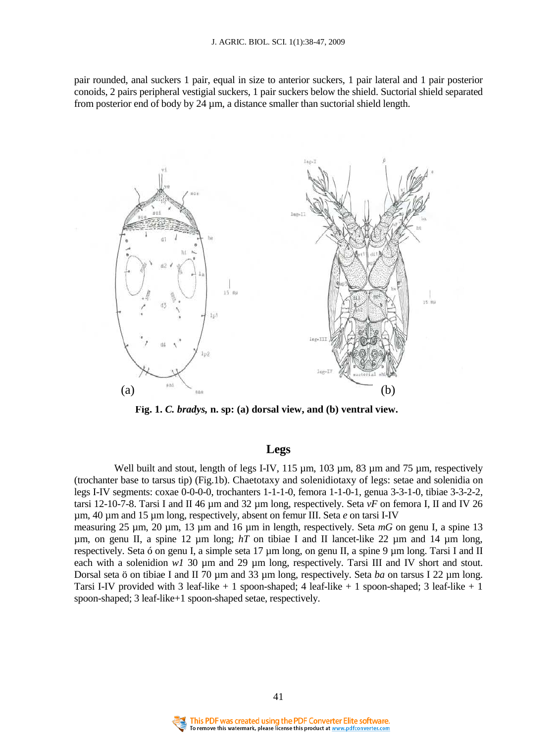pair rounded, anal suckers 1 pair, equal in size to anterior suckers, 1 pair lateral and 1 pair posterior conoids, 2 pairs peripheral vestigial suckers, 1 pair suckers below the shield. Suctorial shield separated from posterior end of body by 24 µm, a distance smaller than suctorial shield length.

**Fig. 1.** ***C. bradys*, n. sp: (a) dorsal view, and (b) ventral view.**

## Legs

Well built and stout, length of legs I-IV, 115 µm, 103 µm, 83 µm and 75 µm, respectively (trochanter base to tarsus tip) (Fig.1b). Chaetotaxy and solenidiotaxy of legs: setae and solenidia on legs I-IV segments: coxae 0-0-0-0, trochanters 1-1-1-0, femora 1-1-0-1, genua 3-3-1-0, tibiae 3-3-2-2, tarsi 12-10-7-8. Tarsi I and II 46 µm and 32 µm long, respectively. Seta *vF* on femora I, II and IV 26 µm, 40 µm and 15 µm long, respectively, absent on femur III. Seta *e* on tarsi I-IV measuring 25 µm, 20 µm, 13 µm and 16 µm in length, respectively. Seta *mG* on genu I, a spine 13 µm, on genu II, a spine 12 µm long; *hT* on tibiae I and II lancet-like 22 µm and 14 µm long, respectively. Seta ó on genu I, a simple seta 17 µm long, on genu II, a spine 9 µm long. Tarsi I and II each with a solenidion *w1* 30 µm and 29 µm long, respectively. Tarsi III and IV short and stout. Dorsal seta ö on tibiae I and II 70 µm and 33 µm long, respectively. Seta *ba* on tarsus I 22 µm long. Tarsi I-IV provided with 3 leaf-like + 1 spoon-shaped; 4 leaf-like + 1 spoon-shaped; 3 leaf-like + 1 spoon-shaped; 3 leaf-like+1 spoon-shaped setae, respectively.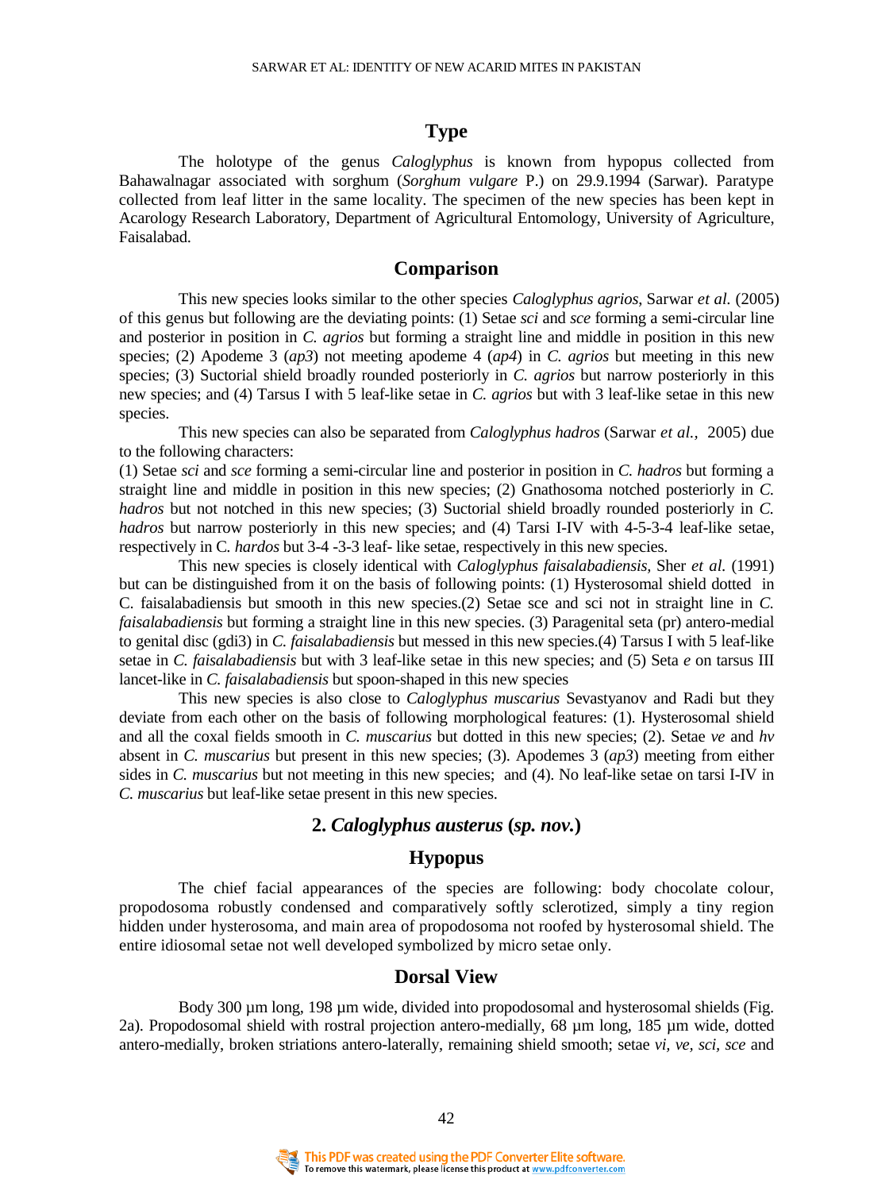## Type

The holotype of the genus *Caloglyphus* is known from hypopus collected from Bahawalnagar associated with sorghum (*Sorghum vulgare* P.) on 29.9.1994 (Sarwar). Paratype collected from leaf litter in the same locality. The specimen of the new species has been kept in Acarology Research Laboratory, Department of Agricultural Entomology, University of Agriculture, Faisalabad.

## Comparison

This new species looks similar to the other species *Caloglyphus agrios*, Sarwar *et al.* (2005) of this genus but following are the deviating points: (1) Setae *sci* and *sce* forming a semi-circular line and posterior in position in *C. agrios* but forming a straight line and middle in position in this new species; (2) Apodeme 3 (*ap3*) not meeting apodeme 4 (*ap4*) in *C. agrios* but meeting in this new species; (3) Suctorial shield broadly rounded posteriorly in *C. agrios* but narrow posteriorly in this new species; and (4) Tarsus I with 5 leaf-like setae in *C. agrios* but with 3 leaf-like setae in this new species.

This new species can also be separated from *Caloglyphus hadros* (Sarwar *et al.,* 2005) due to the following characters:

(1) Setae *sci* and *sce* forming a semi-circular line and posterior in position in *C. hadros* but forming a straight line and middle in position in this new species; (2) Gnathosoma notched posteriorly in *C. hadros* but not notched in this new species; (3) Suctorial shield broadly rounded posteriorly in *C. hadros* but narrow posteriorly in this new species; and (4) Tarsi I-IV with 4-5-3-4 leaf-like setae, respectively in C. *hardos* but 3-4 -3-3 leaf- like setae, respectively in this new species.

This new species is closely identical with *Caloglyphus faisalabadiensis*, Sher *et al.* (1991) but can be distinguished from it on the basis of following points: (1) Hysterosomal shield dotted in C. faisalabadiensis but smooth in this new species.(2) Setae sce and sci not in straight line in *C. faisalabadiensis* but forming a straight line in this new species. (3) Paragenital seta (pr) antero-medial to genital disc (gdi3) in *C. faisalabadiensis* but messed in this new species.(4) Tarsus I with 5 leaf-like setae in *C. faisalabadiensis* but with 3 leaf-like setae in this new species; and (5) Seta *e* on tarsus III lancet-like in *C. faisalabadiensis* but spoon-shaped in this new species

This new species is also close to *Caloglyphus muscarius* Sevastyanov and Radi but they deviate from each other on the basis of following morphological features: (1). Hysterosomal shield and all the coxal fields smooth in *C. muscarius* but dotted in this new species; (2). Setae *ve* and *hv* absent in *C. muscarius* but present in this new species; (3). Apodemes 3 (*ap3*) meeting from either sides in *C. muscarius* but not meeting in this new species; and (4). No leaf-like setae on tarsi I-IV in *C. muscarius* but leaf-like setae present in this new species.

## 2. *Caloglyphus austerus* (*sp. nov.*)

## Hypopus

The chief facial appearances of the species are following: body chocolate colour, propodosoma robustly condensed and comparatively softly sclerotized, simply a tiny region hidden under hysterosoma, and main area of propodosoma not roofed by hysterosomal shield. The entire idiosomal setae not well developed symbolized by micro setae only.

## Dorsal View

Body 300 µm long, 198 µm wide, divided into propodosomal and hysterosomal shields (Fig. 2a). Propodosomal shield with rostral projection antero-medially, 68 µm long, 185 µm wide, dotted antero-medially, broken striations antero-laterally, remaining shield smooth; setae *vi, ve, sci, sce* and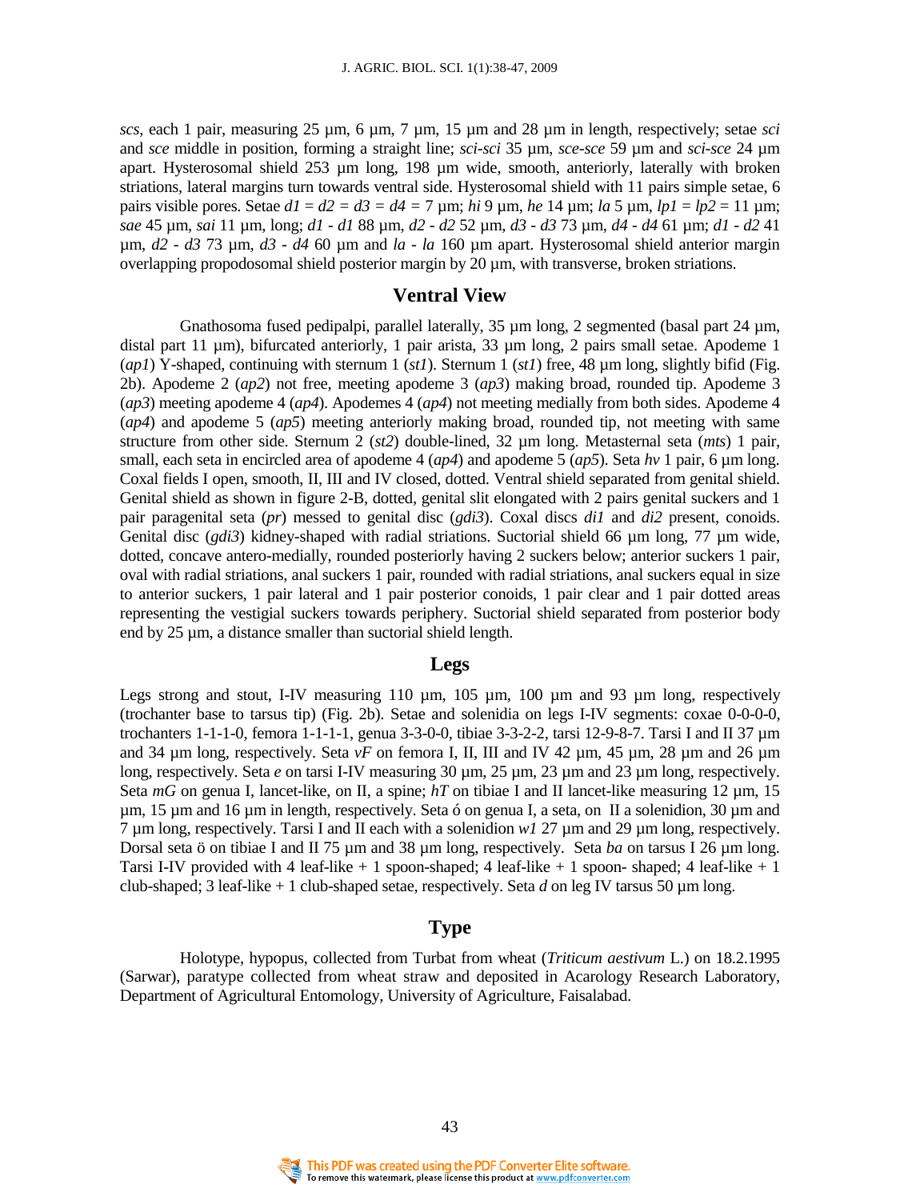*scs*, each 1 pair, measuring 25 µm, 6 µm, 7 µm, 15 µm and 28 µm in length, respectively; setae *sci* and *sce* middle in position, forming a straight line; *sci-sci* 35 µm, *sce-sce* 59 µm and *sci-sce* 24 µm apart. Hysterosomal shield 253 µm long, 198 µm wide, smooth, anteriorly, laterally with broken striations, lateral margins turn towards ventral side. Hysterosomal shield with 11 pairs simple setae, 6 pairs visible pores. Setae *d1* = *d2* = *d3* = *d4* = 7 µm; *hi* 9 µm, *he* 14 µm; *la* 5 µm, *lp1* = *lp2* = 11 µm; *sae* 45 µm, *sai* 11 µm, long; *d1 - d1* 88 µm, *d2 - d2* 52 µm, *d3 - d3* 73 µm, *d4 - d4* 61 µm; *d1 - d2* 41 µm, *d2 - d3* 73 µm, *d3 - d4* 60 µm and *la - la* 160 µm apart. Hysterosomal shield anterior margin overlapping propodosomal shield posterior margin by 20 µm, with transverse, broken striations.

## Ventral View

Gnathosoma fused pedipalpi, parallel laterally, 35 µm long, 2 segmented (basal part 24 µm, distal part 11 µm), bifurcated anteriorly, 1 pair arista, 33 µm long, 2 pairs small setae. Apodeme 1 (*ap1*) Y-shaped, continuing with sternum 1 (*st1*). Sternum 1 (*st1*) free, 48 µm long, slightly bifid (Fig. 2b). Apodeme 2 (*ap2*) not free, meeting apodeme 3 (*ap3*) making broad, rounded tip. Apodeme 3 (*ap3*) meeting apodeme 4 (*ap4*). Apodemes 4 (*ap4*) not meeting medially from both sides. Apodeme 4 (*ap4*) and apodeme 5 (*ap5*) meeting anteriorly making broad, rounded tip, not meeting with same structure from other side. Sternum 2 (*st2*) double-lined, 32 µm long. Metasternal seta (*mts*) 1 pair, small, each seta in encircled area of apodeme 4 (*ap4*) and apodeme 5 (*ap5*). Seta *hv* 1 pair, 6 µm long. Coxal fields I open, smooth, II, III and IV closed, dotted. Ventral shield separated from genital shield. Genital shield as shown in figure 2-B, dotted, genital slit elongated with 2 pairs genital suckers and 1 pair paragenital seta (*pr*) messed to genital disc (*gdi3*). Coxal discs *di1* and *di2* present, conoids. Genital disc (*gdi3*) kidney-shaped with radial striations. Suctorial shield 66 µm long, 77 µm wide, dotted, concave antero-medially, rounded posteriorly having 2 suckers below; anterior suckers 1 pair, oval with radial striations, anal suckers 1 pair, rounded with radial striations, anal suckers equal in size to anterior suckers, 1 pair lateral and 1 pair posterior conoids, 1 pair clear and 1 pair dotted areas representing the vestigial suckers towards periphery. Suctorial shield separated from posterior body end by 25 µm, a distance smaller than suctorial shield length.

## Legs

Legs strong and stout, I-IV measuring 110 µm, 105 µm, 100 µm and 93 µm long, respectively (trochanter base to tarsus tip) (Fig. 2b). Setae and solenidia on legs I-IV segments: coxae 0-0-0-0, trochanters 1-1-1-0, femora 1-1-1-1, genua 3-3-0-0, tibiae 3-3-2-2, tarsi 12-9-8-7. Tarsi I and II 37 µm and 34 µm long, respectively. Seta *vF* on femora I, II, III and IV 42 µm, 45 µm, 28 µm and 26 µm long, respectively. Seta *e* on tarsi I-IV measuring 30 µm, 25 µm, 23 µm and 23 µm long, respectively. Seta *mG* on genua I, lancet-like, on II, a spine; *hT* on tibiae I and II lancet-like measuring 12 µm, 15 µm, 15 µm and 16 µm in length, respectively. Seta ó on genua I, a seta, on II a solenidion, 30 µm and 7 µm long, respectively. Tarsi I and II each with a solenidion *w1* 27 µm and 29 µm long, respectively. Dorsal seta ö on tibiae I and II 75 µm and 38 µm long, respectively. Seta *ba* on tarsus I 26 µm long. Tarsi I-IV provided with 4 leaf-like + 1 spoon-shaped; 4 leaf-like + 1 spoon- shaped; 4 leaf-like + 1 club-shaped; 3 leaf-like + 1 club-shaped setae, respectively. Seta *d* on leg IV tarsus 50 µm long.

## Type

Holotype, hypopus, collected from Turbat from wheat (*Triticum aestivum* L.) on 18.2.1995 (Sarwar), paratype collected from wheat straw and deposited in Acarology Research Laboratory, Department of Agricultural Entomology, University of Agriculture, Faisalabad.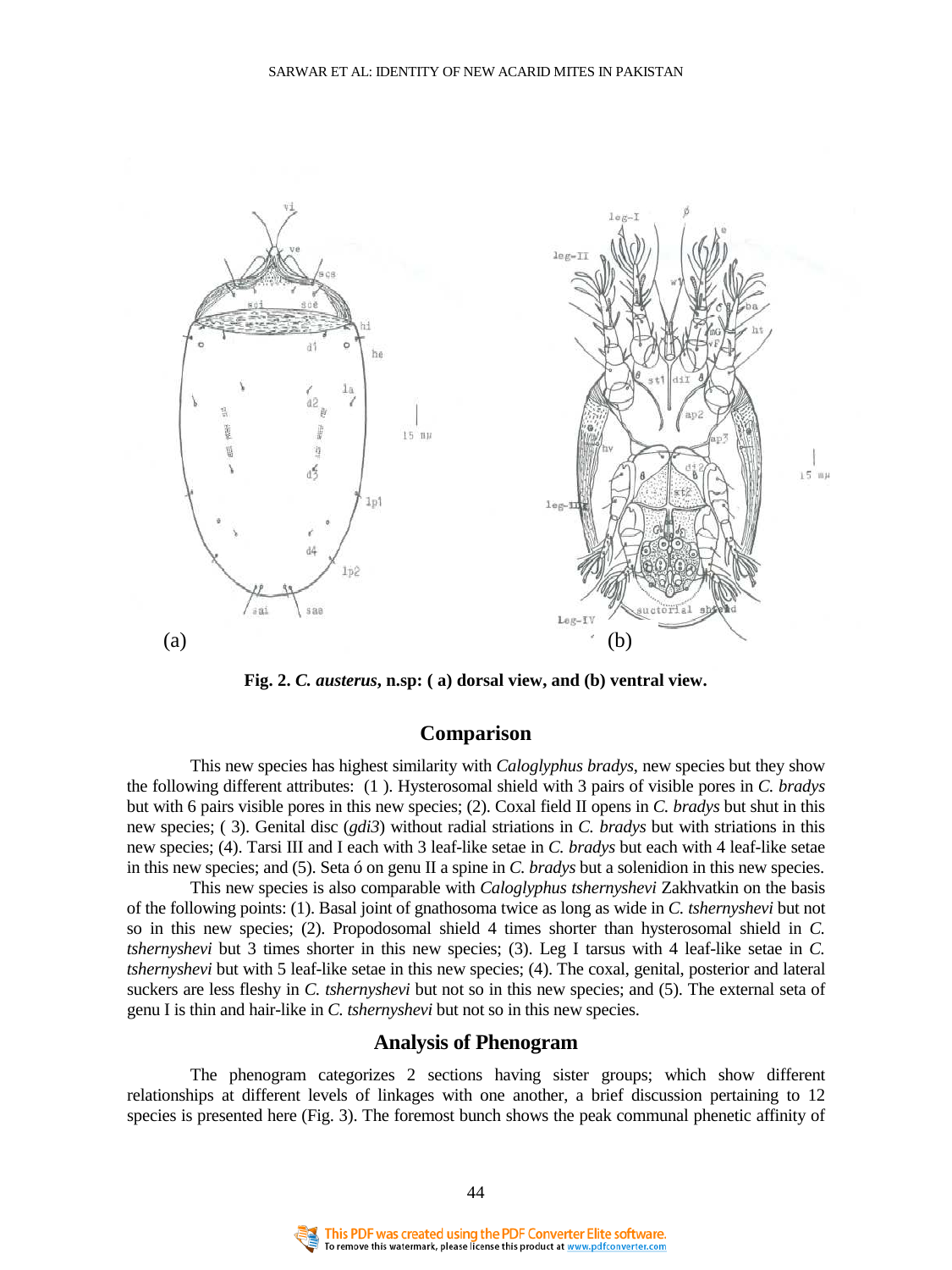**Fig. 2.** ***C. austerus*****, n.sp: ( a) dorsal view, and (b) ventral view.**

## Comparison

This new species has highest similarity with *Caloglyphus bradys*, new species but they show the following different attributes: (1 ). Hysterosomal shield with 3 pairs of visible pores in *C. bradys* but with 6 pairs visible pores in this new species; (2). Coxal field II opens in *C. bradys* but shut in this new species; ( 3). Genital disc (*gdi3*) without radial striations in *C. bradys* but with striations in this new species; (4). Tarsi III and I each with 3 leaf-like setae in *C. bradys* but each with 4 leaf-like setae in this new species; and (5). Seta ó on genu II a spine in *C. bradys* but a solenidion in this new species.

This new species is also comparable with *Caloglyphus tshernyshevi* Zakhvatkin on the basis of the following points: (1). Basal joint of gnathosoma twice as long as wide in *C. tshernyshevi* but not so in this new species; (2). Propodosomal shield 4 times shorter than hysterosomal shield in *C. tshernyshevi* but 3 times shorter in this new species; (3). Leg I tarsus with 4 leaf-like setae in *C. tshernyshevi* but with 5 leaf-like setae in this new species; (4). The coxal, genital, posterior and lateral suckers are less fleshy in *C. tshernyshevi* but not so in this new species; and (5). The external seta of genu I is thin and hair-like in *C. tshernyshevi* but not so in this new species.

## Analysis of Phenogram

The phenogram categorizes 2 sections having sister groups; which show different relationships at different levels of linkages with one another, a brief discussion pertaining to 12 species is presented here (Fig. 3). The foremost bunch shows the peak communal phenetic affinity of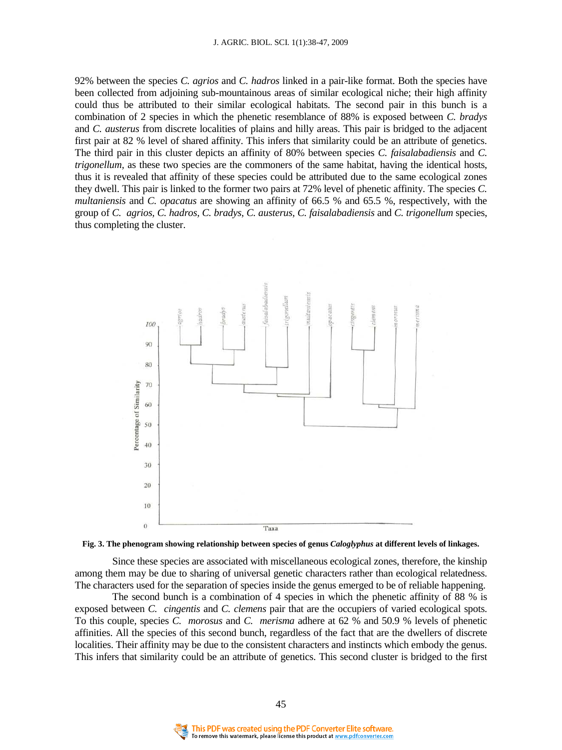92% between the species *C. agrios* and *C. hadros* linked in a pair-like format. Both the species have been collected from adjoining sub-mountainous areas of similar ecological niche; their high affinity could thus be attributed to their similar ecological habitats. The second pair in this bunch is a combination of 2 species in which the phenetic resemblance of 88% is exposed between *C. bradys* and *C. austerus* from discrete localities of plains and hilly areas. This pair is bridged to the adjacent first pair at 82 % level of shared affinity. This infers that similarity could be an attribute of genetics. The third pair in this cluster depicts an affinity of 80% between species *C. faisalabadiensis* and *C. trigonellum,* as these two species are the commoners of the same habitat, having the identical hosts, thus it is revealed that affinity of these species could be attributed due to the same ecological zones they dwell. This pair is linked to the former two pairs at 72% level of phenetic affinity. The species *C. multaniensis* and *C. opacatus* are showing an affinity of 66.5 % and 65.5 %, respectively, with the group of *C. agrios, C. hadros, C. bradys, C. austerus, C. faisalabadiensis* and *C. trigonellum* species, thus completing the cluster.

**Fig. 3. The phenogram showing relationship between species of genus *Caloglyphus* at different levels of linkages.**

Since these species are associated with miscellaneous ecological zones, therefore, the kinship among them may be due to sharing of universal genetic characters rather than ecological relatedness. The characters used for the separation of species inside the genus emerged to be of reliable happening.

The second bunch is a combination of 4 species in which the phenetic affinity of 88 % is exposed between *C. cingentis* and *C. clemens* pair that are the occupiers of varied ecological spots. To this couple, species *C. morosus* and *C. merisma* adhere at 62 % and 50.9 % levels of phenetic affinities. All the species of this second bunch, regardless of the fact that are the dwellers of discrete localities. Their affinity may be due to the consistent characters and instincts which embody the genus. This infers that similarity could be an attribute of genetics. This second cluster is bridged to the first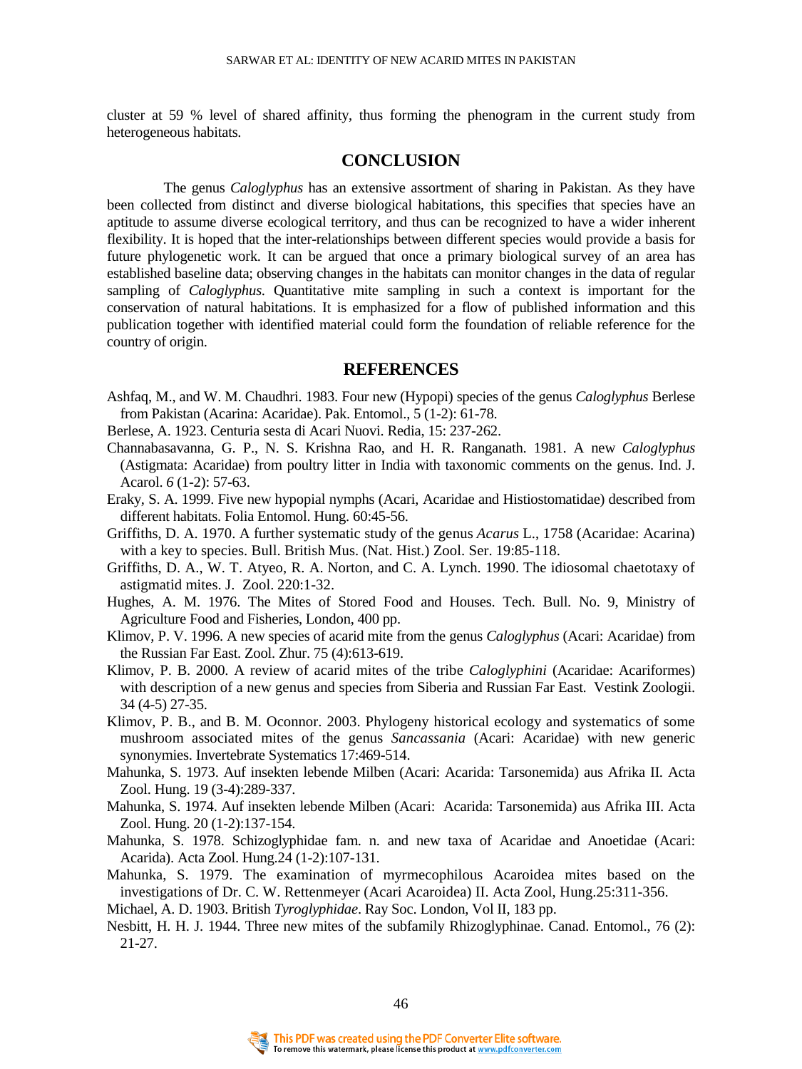cluster at 59 % level of shared affinity, thus forming the phenogram in the current study from heterogeneous habitats.

## CONCLUSION

The genus *Caloglyphus* has an extensive assortment of sharing in Pakistan. As they have been collected from distinct and diverse biological habitations, this specifies that species have an aptitude to assume diverse ecological territory, and thus can be recognized to have a wider inherent flexibility. It is hoped that the inter-relationships between different species would provide a basis for future phylogenetic work. It can be argued that once a primary biological survey of an area has established baseline data; observing changes in the habitats can monitor changes in the data of regular sampling of *Caloglyphus*. Quantitative mite sampling in such a context is important for the conservation of natural habitations. It is emphasized for a flow of published information and this publication together with identified material could form the foundation of reliable reference for the country of origin.

## REFERENCES

Ashfaq, M., and W. M. Chaudhri. 1983. Four new (Hypopi) species of the genus *Caloglyphus* Berlese from Pakistan (Acarina: Acaridae). Pak. Entomol., 5 (1-2): 61-78.

Berlese, A. 1923. Centuria sesta di Acari Nuovi. Redia, 15: 237-262.

Channabasavanna, G. P., N. S. Krishna Rao, and H. R. Ranganath. 1981. A new *Caloglyphus* (Astigmata: Acaridae) from poultry litter in India with taxonomic comments on the genus. Ind. J. Acarol. *6* (1-2): 57-63.

Eraky, S. A. 1999. Five new hypopial nymphs (Acari, Acaridae and Histiostomatidae) described from different habitats. Folia Entomol. Hung. 60:45-56.

Griffiths, D. A. 1970. A further systematic study of the genus *Acarus* L., 1758 (Acaridae: Acarina) with a key to species. Bull. British Mus. (Nat. Hist.) Zool. Ser. 19:85-118.

Griffiths, D. A., W. T. Atyeo, R. A. Norton, and C. A. Lynch. 1990. The idiosomal chaetotaxy of astigmatid mites. J. Zool. 220:1-32.

Hughes, A. M. 1976. The Mites of Stored Food and Houses. Tech. Bull. No. 9, Ministry of Agriculture Food and Fisheries, London, 400 pp.

Klimov, P. V. 1996. A new species of acarid mite from the genus *Caloglyphus* (Acari: Acaridae) from the Russian Far East. Zool. Zhur. 75 (4):613-619.

Klimov, P. B. 2000. A review of acarid mites of the tribe *Caloglyphini* (Acaridae: Acariformes) with description of a new genus and species from Siberia and Russian Far East. Vestink Zoologii. 34 (4-5) 27-35.

Klimov, P. B., and B. M. Oconnor. 2003. Phylogeny historical ecology and systematics of some mushroom associated mites of the genus *Sancassania* (Acari: Acaridae) with new generic synonymies. Invertebrate Systematics 17:469-514.

Mahunka, S. 1973. Auf insekten lebende Milben (Acari: Acarida: Tarsonemida) aus Afrika II. Acta Zool. Hung. 19 (3-4):289-337.

Mahunka, S. 1974. Auf insekten lebende Milben (Acari: Acarida: Tarsonemida) aus Afrika III. Acta Zool. Hung. 20 (1-2):137-154.

Mahunka, S. 1978. Schizoglyphidae fam. n. and new taxa of Acaridae and Anoetidae (Acari: Acarida). Acta Zool. Hung.24 (1-2):107-131.

Mahunka, S. 1979. The examination of myrmecophilous Acaroidea mites based on the investigations of Dr. C. W. Rettenmeyer (Acari Acaroidea) II. Acta Zool, Hung.25:311-356.

Michael, A. D. 1903. British *Tyroglyphidae*. Ray Soc. London, Vol II, 183 pp.

Nesbitt, H. H. J. 1944. Three new mites of the subfamily Rhizoglyphinae. Canad. Entomol., 76 (2): 21-27.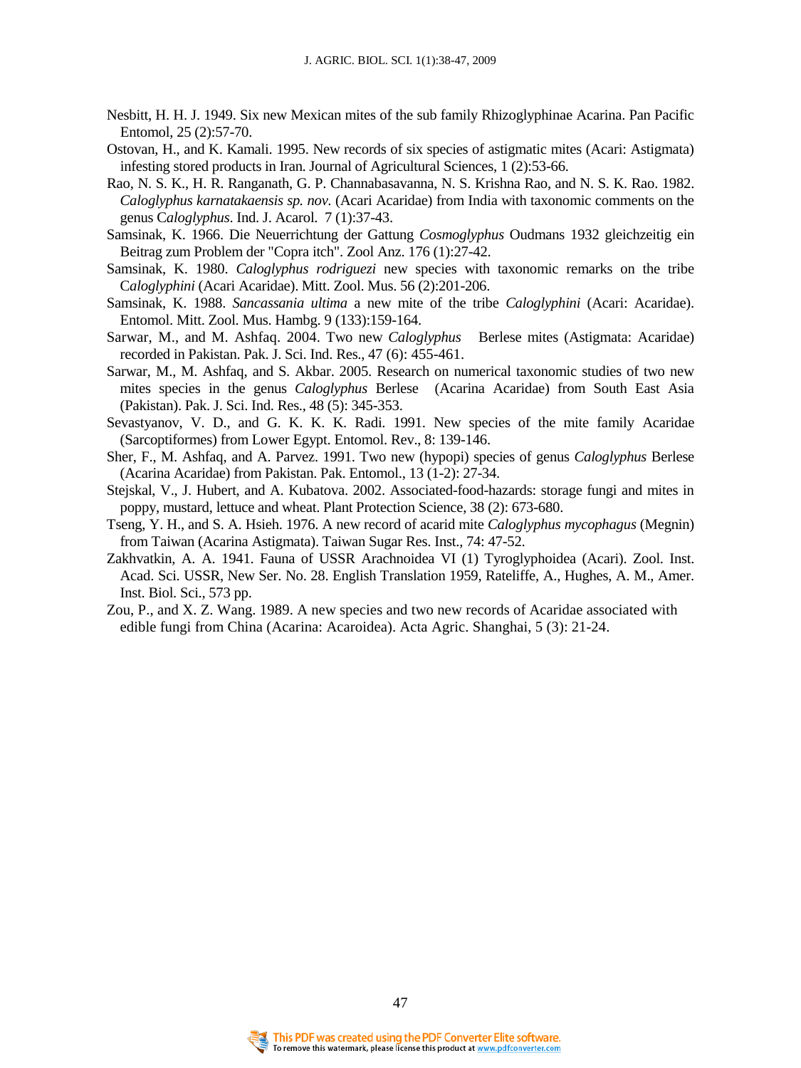Nesbitt, H. H. J. 1949. Six new Mexican mites of the sub family Rhizoglyphinae Acarina. Pan Pacific Entomol, 25 (2):57-70.

Ostovan, H., and K. Kamali. 1995. New records of six species of astigmatic mites (Acari: Astigmata) infesting stored products in Iran. Journal of Agricultural Sciences, 1 (2):53-66.

Rao, N. S. K., H. R. Ranganath, G. P. Channabasavanna, N. S. Krishna Rao, and N. S. K. Rao. 1982. *Caloglyphus karnatakaensis sp. nov.* (Acari Acaridae) from India with taxonomic comments on the genus C*aloglyphus*. Ind. J. Acarol. 7 (1):37-43.

Samsinak, K. 1966. Die Neuerrichtung der Gattung *Cosmoglyphus* Oudmans 1932 gleichzeitig ein Beitrag zum Problem der "Copra itch". Zool Anz. 176 (1):27-42.

Samsinak, K. 1980. *Caloglyphus rodriguezi* new species with taxonomic remarks on the tribe C*aloglyphini* (Acari Acaridae). Mitt. Zool. Mus. 56 (2):201-206.

Samsinak, K. 1988. *Sancassania ultima* a new mite of the tribe *Caloglyphini* (Acari: Acaridae). Entomol. Mitt. Zool. Mus. Hambg. 9 (133):159-164.

Sarwar, M., and M. Ashfaq. 2004. Two new *Caloglyphus* Berlese mites (Astigmata: Acaridae) recorded in Pakistan. Pak. J. Sci. Ind. Res., 47 (6): 455-461.

Sarwar, M., M. Ashfaq, and S. Akbar. 2005. Research on numerical taxonomic studies of two new mites species in the genus *Caloglyphus* Berlese (Acarina Acaridae) from South East Asia (Pakistan). Pak. J. Sci. Ind. Res., 48 (5): 345-353.

Sevastyanov, V. D., and G. K. K. K. Radi. 1991. New species of the mite family Acaridae (Sarcoptiformes) from Lower Egypt. Entomol. Rev., 8: 139-146.

Sher, F., M. Ashfaq, and A. Parvez. 1991. Two new (hypopi) species of genus *Caloglyphus* Berlese (Acarina Acaridae) from Pakistan. Pak. Entomol., 13 (1-2): 27-34.

Stejskal, V., J. Hubert, and A. Kubatova. 2002. Associated-food-hazards: storage fungi and mites in poppy, mustard, lettuce and wheat. Plant Protection Science, 38 (2): 673-680.

Tseng, Y. H., and S. A. Hsieh. 1976. A new record of acarid mite *Caloglyphus mycophagus* (Megnin) from Taiwan (Acarina Astigmata). Taiwan Sugar Res. Inst., 74: 47-52.

Zakhvatkin, A. A. 1941. Fauna of USSR Arachnoidea VI (1) Tyroglyphoidea (Acari). Zool. Inst. Acad. Sci. USSR, New Ser. No. 28. English Translation 1959, Rateliffe, A., Hughes, A. M., Amer. Inst. Biol. Sci., 573 pp.

Zou, P., and X. Z. Wang. 1989. A new species and two new records of Acaridae associated with edible fungi from China (Acarina: Acaroidea). Acta Agric. Shanghai, 5 (3): 21-24.